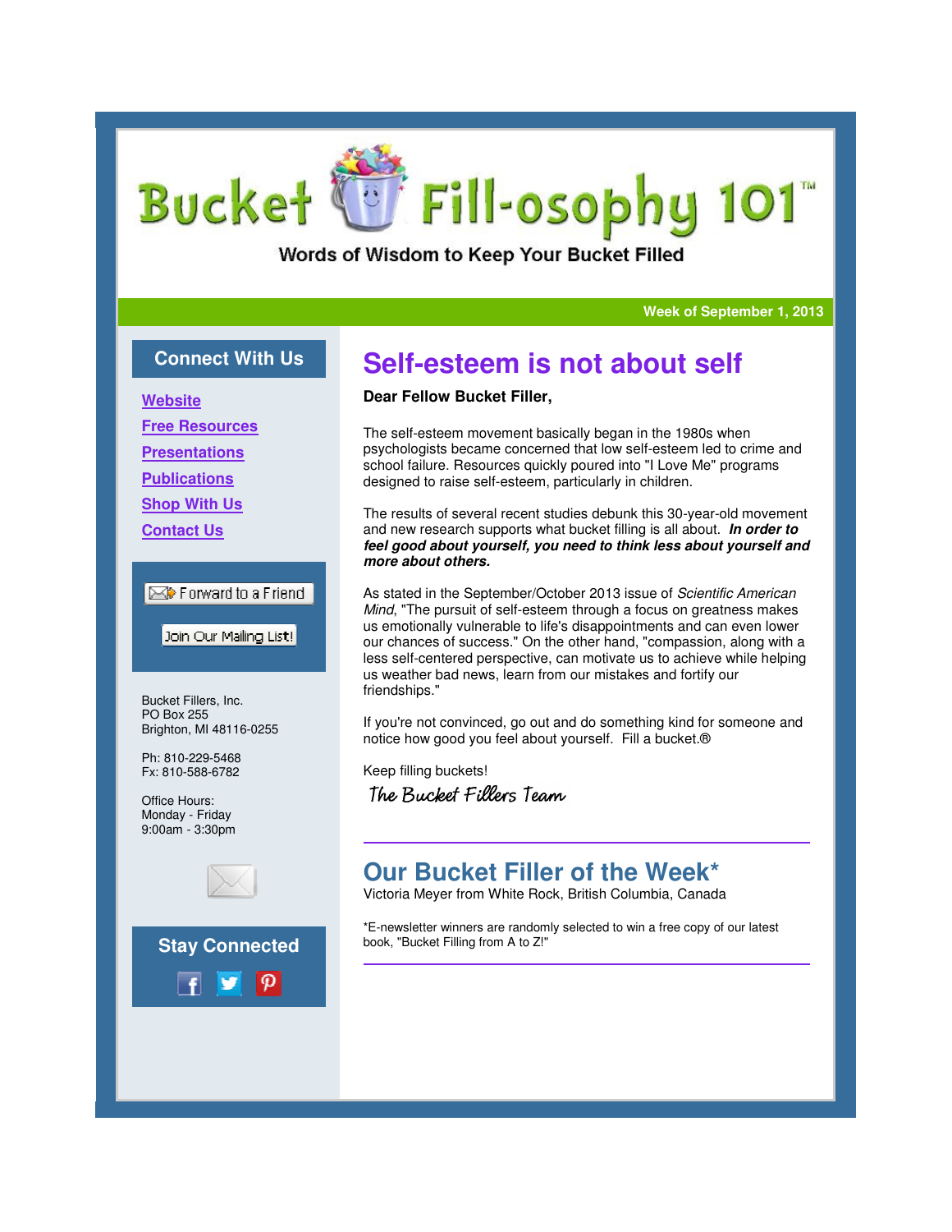# Bucket Fill-osophy 101™

Words of Wisdom to Keep Your Bucket Filled

Week of September 1, 2013

## Connect With Us

[Website]

[Free Resources]

[Presentations]

[Publications]

[Shop With Us]

[Contact Us]

Forward to a Friend

Join Our Mailing List!

Bucket Fillers, Inc.
PO Box 255
Brighton, MI 48116-0255

Ph: 810-229-5468
Fx: 810-588-6782

Office Hours:
Monday - Friday
9:00am - 3:30pm

## Stay Connected

# Self-esteem is not about self

**Dear Fellow Bucket Filler,**

The self-esteem movement basically began in the 1980s when psychologists became concerned that low self-esteem led to crime and school failure. Resources quickly poured into "I Love Me" programs designed to raise self-esteem, particularly in children.

The results of several recent studies debunk this 30-year-old movement and new research supports what bucket filling is all about. ***In order to feel good about yourself, you need to think less about yourself and more about others.***

As stated in the September/October 2013 issue of *Scientific American Mind*, "The pursuit of self-esteem through a focus on greatness makes us emotionally vulnerable to life's disappointments and can even lower our chances of success." On the other hand, "compassion, along with a less self-centered perspective, can motivate us to achieve while helping us weather bad news, learn from our mistakes and fortify our friendships."

If you're not convinced, go out and do something kind for someone and notice how good you feel about yourself. Fill a bucket.®

Keep filling buckets!

The Bucket Fillers Team

---

## Our Bucket Filler of the Week*

Victoria Meyer from White Rock, British Columbia, Canada

*E-newsletter winners are randomly selected to win a free copy of our latest book, "Bucket Filling from A to Z!"

---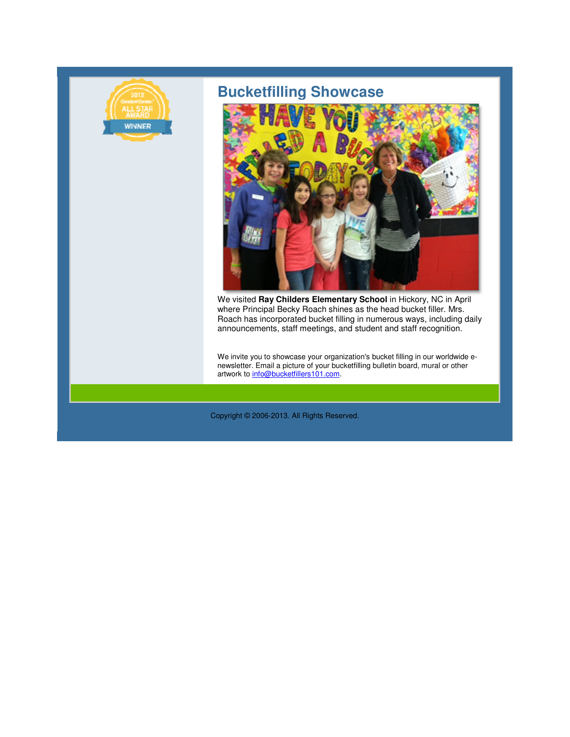## Bucketfilling Showcase

We visited **Ray Childers Elementary School** in Hickory, NC in April where Principal Becky Roach shines as the head bucket filler. Mrs. Roach has incorporated bucket filling in numerous ways, including daily announcements, staff meetings, and student and staff recognition.

We invite you to showcase your organization's bucket filling in our worldwide e-newsletter. Email a picture of your bucketfilling bulletin board, mural or other artwork to info@bucketfillers101.com.

Copyright © 2006-2013. All Rights Reserved.